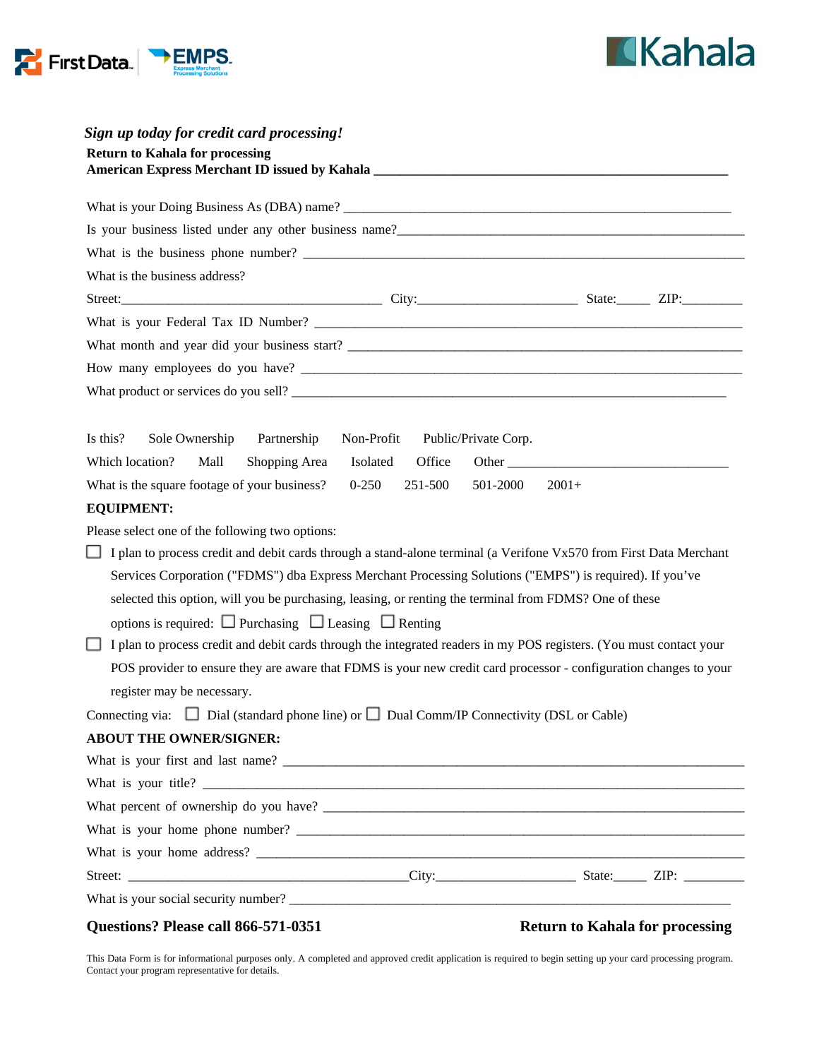First Data. EMPS Express Merchant Processing Solutions

Kahala

***Sign up today for credit card processing!***

**Return to Kahala for processing**

**American Express Merchant ID issued by Kahala** ____________________________________________

What is your Doing Business As (DBA) name? ____________________________________________

Is your business listed under any other business name? ____________________________________________

What is the business phone number? ____________________________________________

What is the business address?

Street: ______________________________ City: ____________________ State: _____ ZIP: _________

What is your Federal Tax ID Number? ____________________________________________

What month and year did your business start? ____________________________________________

How many employees do you have? ____________________________________________

What product or services do you sell? ____________________________________________

Is this? Sole Ownership Partnership Non-Profit Public/Private Corp.

Which location? Mall Shopping Area Isolated Office Other ______________________________

What is the square footage of your business? 0-250 251-500 501-2000 2001+

**EQUIPMENT:**

Please select one of the following two options:

☐ I plan to process credit and debit cards through a stand-alone terminal (a Verifone Vx570 from First Data Merchant Services Corporation ("FDMS") dba Express Merchant Processing Solutions ("EMPS") is required). If you've selected this option, will you be purchasing, leasing, or renting the terminal from FDMS? One of these options is required: ☐ Purchasing ☐ Leasing ☐ Renting

☐ I plan to process credit and debit cards through the integrated readers in my POS registers. (You must contact your POS provider to ensure they are aware that FDMS is your new credit card processor - configuration changes to your register may be necessary.

Connecting via: ☐ Dial (standard phone line) or ☐ Dual Comm/IP Connectivity (DSL or Cable)

**ABOUT THE OWNER/SIGNER:**

What is your first and last name? ____________________________________________

What is your title? ____________________________________________

What percent of ownership do you have? ____________________________________________

What is your home phone number? ____________________________________________

What is your home address? ____________________________________________

Street: ______________________________ City: ____________________ State: _____ ZIP: _________

What is your social security number? ____________________________________________

**Questions? Please call 866-571-0351** **Return to Kahala for processing**

This Data Form is for informational purposes only. A completed and approved credit application is required to begin setting up your card processing program. Contact your program representative for details.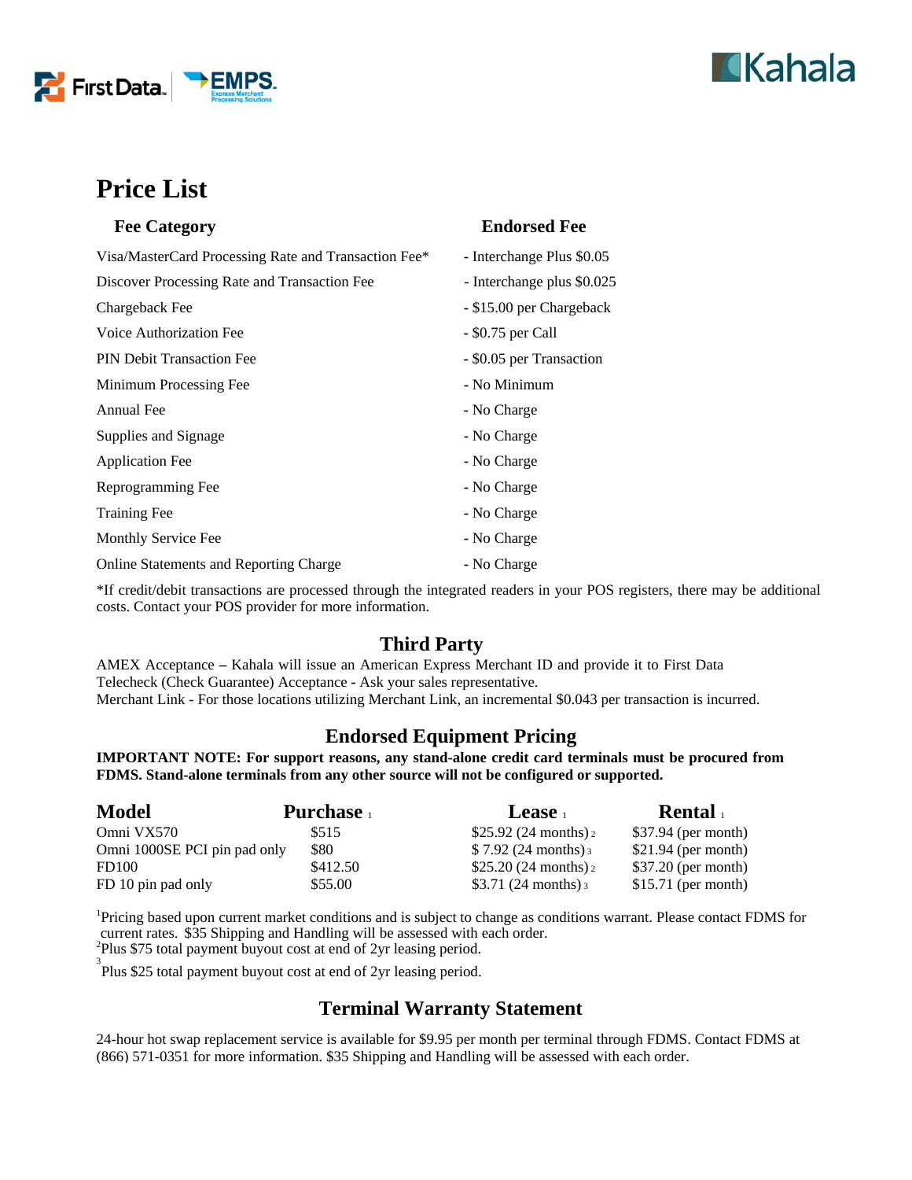# Price List

| Fee Category | Endorsed Fee |
|---|---|
| Visa/MasterCard Processing Rate and Transaction Fee* | - Interchange Plus $0.05 |
| Discover Processing Rate and Transaction Fee | - Interchange plus $0.025 |
| Chargeback Fee | - $15.00 per Chargeback |
| Voice Authorization Fee | - $0.75 per Call |
| PIN Debit Transaction Fee | - $0.05 per Transaction |
| Minimum Processing Fee | - No Minimum |
| Annual Fee | - No Charge |
| Supplies and Signage | - No Charge |
| Application Fee | - No Charge |
| Reprogramming Fee | - No Charge |
| Training Fee | - No Charge |
| Monthly Service Fee | - No Charge |
| Online Statements and Reporting Charge | - No Charge |

*If credit/debit transactions are processed through the integrated readers in your POS registers, there may be additional costs. Contact your POS provider for more information.

## Third Party

AMEX Acceptance – Kahala will issue an American Express Merchant ID and provide it to First Data
Telecheck (Check Guarantee) Acceptance - Ask your sales representative.
Merchant Link - For those locations utilizing Merchant Link, an incremental $0.043 per transaction is incurred.

## Endorsed Equipment Pricing

**IMPORTANT NOTE: For support reasons, any stand-alone credit card terminals must be procured from FDMS. Stand-alone terminals from any other source will not be configured or supported.**

| Model | Purchase [1] | Lease [1] | Rental [1] |
|---|---|---|---|
| Omni VX570 | $515 | $25.92 (24 months) [2] | $37.94 (per month) |
| Omni 1000SE PCI pin pad only | $80 | $ 7.92 (24 months) [3] | $21.94 (per month) |
| FD100 | $412.50 | $25.20 (24 months) [2] | $37.20 (per month) |
| FD 10 pin pad only | $55.00 | $3.71 (24 months) [3] | $15.71 (per month) |

[1]Pricing based upon current market conditions and is subject to change as conditions warrant. Please contact FDMS for current rates. $35 Shipping and Handling will be assessed with each order.
[2]Plus $75 total payment buyout cost at end of 2yr leasing period.
[3]Plus $25 total payment buyout cost at end of 2yr leasing period.

## Terminal Warranty Statement

24-hour hot swap replacement service is available for $9.95 per month per terminal through FDMS. Contact FDMS at (866) 571-0351 for more information. $35 Shipping and Handling will be assessed with each order.